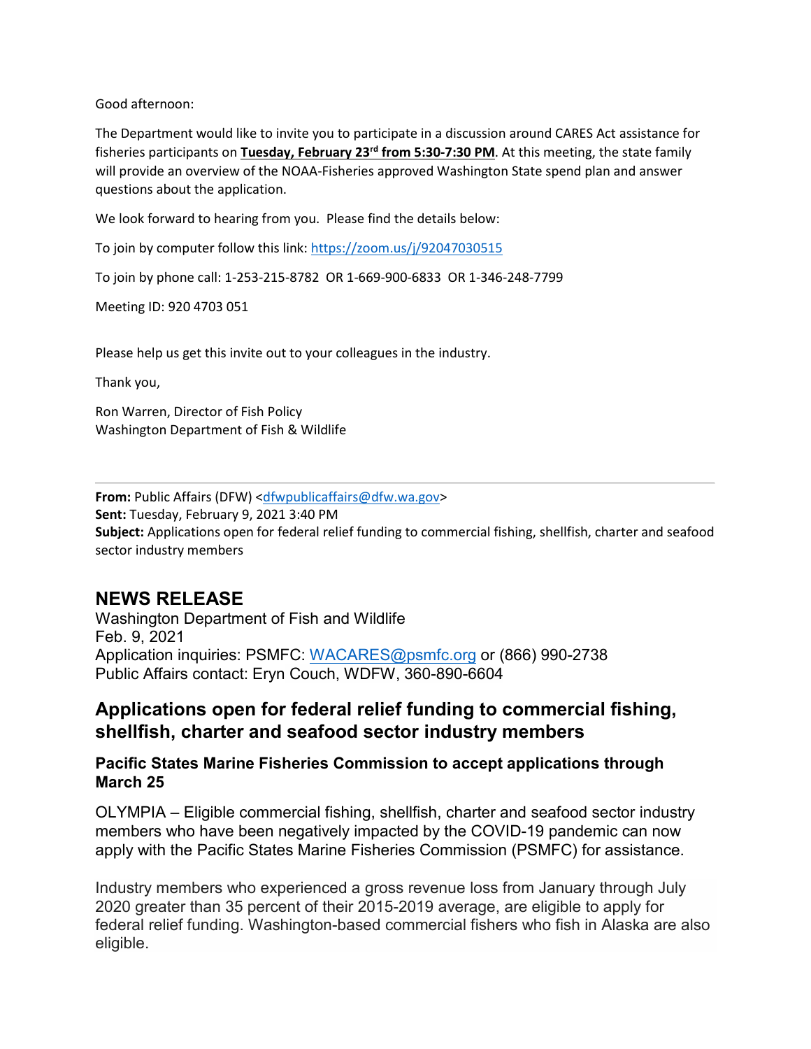Good afternoon:

The Department would like to invite you to participate in a discussion around CARES Act assistance for fisheries participants on **Tuesday, February 23rd from 5:30-7:30 PM**. At this meeting, the state family will provide an overview of the NOAA-Fisheries approved Washington State spend plan and answer questions about the application.

We look forward to hearing from you. Please find the details below:

To join by computer follow this link: [https://zoom.us/j/92047030515](https://zoom.us/j/92047030515)

To join by phone call: 1-253-215-8782 OR 1-669-900-6833 OR 1-346-248-7799

Meeting ID: 920 4703 051

Please help us get this invite out to your colleagues in the industry.

Thank you,

Ron Warren, Director of Fish Policy
Washington Department of Fish & Wildlife

---

**From:** Public Affairs (DFW) <dfwpublicaffairs@dfw.wa.gov>
**Sent:** Tuesday, February 9, 2021 3:40 PM
**Subject:** Applications open for federal relief funding to commercial fishing, shellfish, charter and seafood sector industry members

## NEWS RELEASE

Washington Department of Fish and Wildlife
Feb. 9, 2021
Application inquiries: PSMFC: WACARES@psmfc.org or (866) 990-2738
Public Affairs contact: Eryn Couch, WDFW, 360-890-6604

### Applications open for federal relief funding to commercial fishing, shellfish, charter and seafood sector industry members

#### Pacific States Marine Fisheries Commission to accept applications through March 25

OLYMPIA – Eligible commercial fishing, shellfish, charter and seafood sector industry members who have been negatively impacted by the COVID-19 pandemic can now apply with the Pacific States Marine Fisheries Commission (PSMFC) for assistance.

Industry members who experienced a gross revenue loss from January through July 2020 greater than 35 percent of their 2015-2019 average, are eligible to apply for federal relief funding. Washington-based commercial fishers who fish in Alaska are also eligible.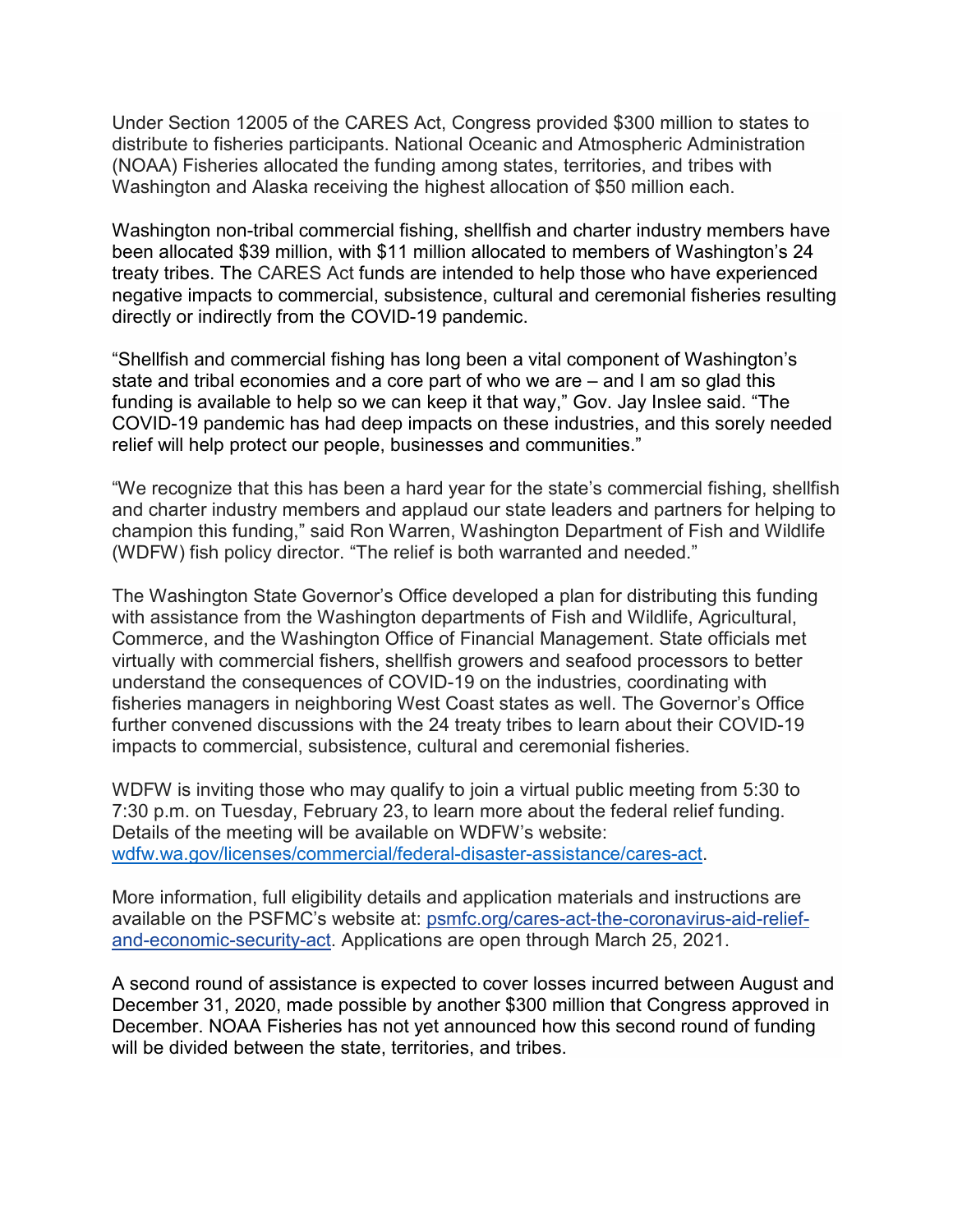Under Section 12005 of the CARES Act, Congress provided $300 million to states to distribute to fisheries participants. National Oceanic and Atmospheric Administration (NOAA) Fisheries allocated the funding among states, territories, and tribes with Washington and Alaska receiving the highest allocation of $50 million each.

Washington non-tribal commercial fishing, shellfish and charter industry members have been allocated $39 million, with $11 million allocated to members of Washington's 24 treaty tribes. The CARES Act funds are intended to help those who have experienced negative impacts to commercial, subsistence, cultural and ceremonial fisheries resulting directly or indirectly from the COVID-19 pandemic.

"Shellfish and commercial fishing has long been a vital component of Washington's state and tribal economies and a core part of who we are – and I am so glad this funding is available to help so we can keep it that way," Gov. Jay Inslee said. "The COVID-19 pandemic has had deep impacts on these industries, and this sorely needed relief will help protect our people, businesses and communities."

"We recognize that this has been a hard year for the state's commercial fishing, shellfish and charter industry members and applaud our state leaders and partners for helping to champion this funding," said Ron Warren, Washington Department of Fish and Wildlife (WDFW) fish policy director. "The relief is both warranted and needed."

The Washington State Governor's Office developed a plan for distributing this funding with assistance from the Washington departments of Fish and Wildlife, Agricultural, Commerce, and the Washington Office of Financial Management. State officials met virtually with commercial fishers, shellfish growers and seafood processors to better understand the consequences of COVID-19 on the industries, coordinating with fisheries managers in neighboring West Coast states as well. The Governor's Office further convened discussions with the 24 treaty tribes to learn about their COVID-19 impacts to commercial, subsistence, cultural and ceremonial fisheries.

WDFW is inviting those who may qualify to join a virtual public meeting from 5:30 to 7:30 p.m. on Tuesday, February 23, to learn more about the federal relief funding. Details of the meeting will be available on WDFW's website: [wdfw.wa.gov/licenses/commercial/federal-disaster-assistance/cares-act](wdfw.wa.gov/licenses/commercial/federal-disaster-assistance/cares-act).

More information, full eligibility details and application materials and instructions are available on the PSFMC's website at: [psmfc.org/cares-act-the-coronavirus-aid-relief-and-economic-security-act](psmfc.org/cares-act-the-coronavirus-aid-relief-and-economic-security-act). Applications are open through March 25, 2021.

A second round of assistance is expected to cover losses incurred between August and December 31, 2020, made possible by another $300 million that Congress approved in December. NOAA Fisheries has not yet announced how this second round of funding will be divided between the state, territories, and tribes.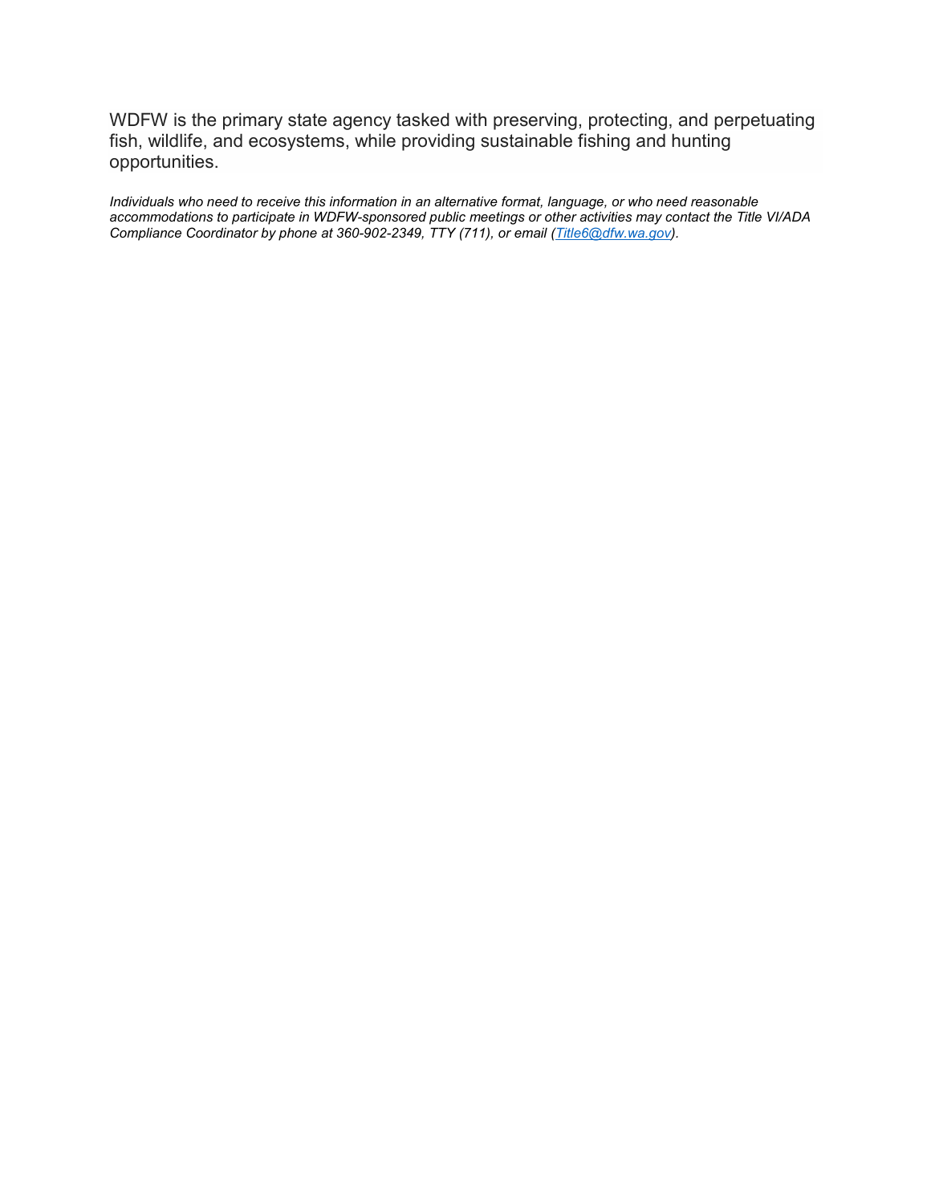WDFW is the primary state agency tasked with preserving, protecting, and perpetuating fish, wildlife, and ecosystems, while providing sustainable fishing and hunting opportunities.

*Individuals who need to receive this information in an alternative format, language, or who need reasonable accommodations to participate in WDFW-sponsored public meetings or other activities may contact the Title VI/ADA Compliance Coordinator by phone at 360-902-2349, TTY (711), or email (Title6@dfw.wa.gov).*